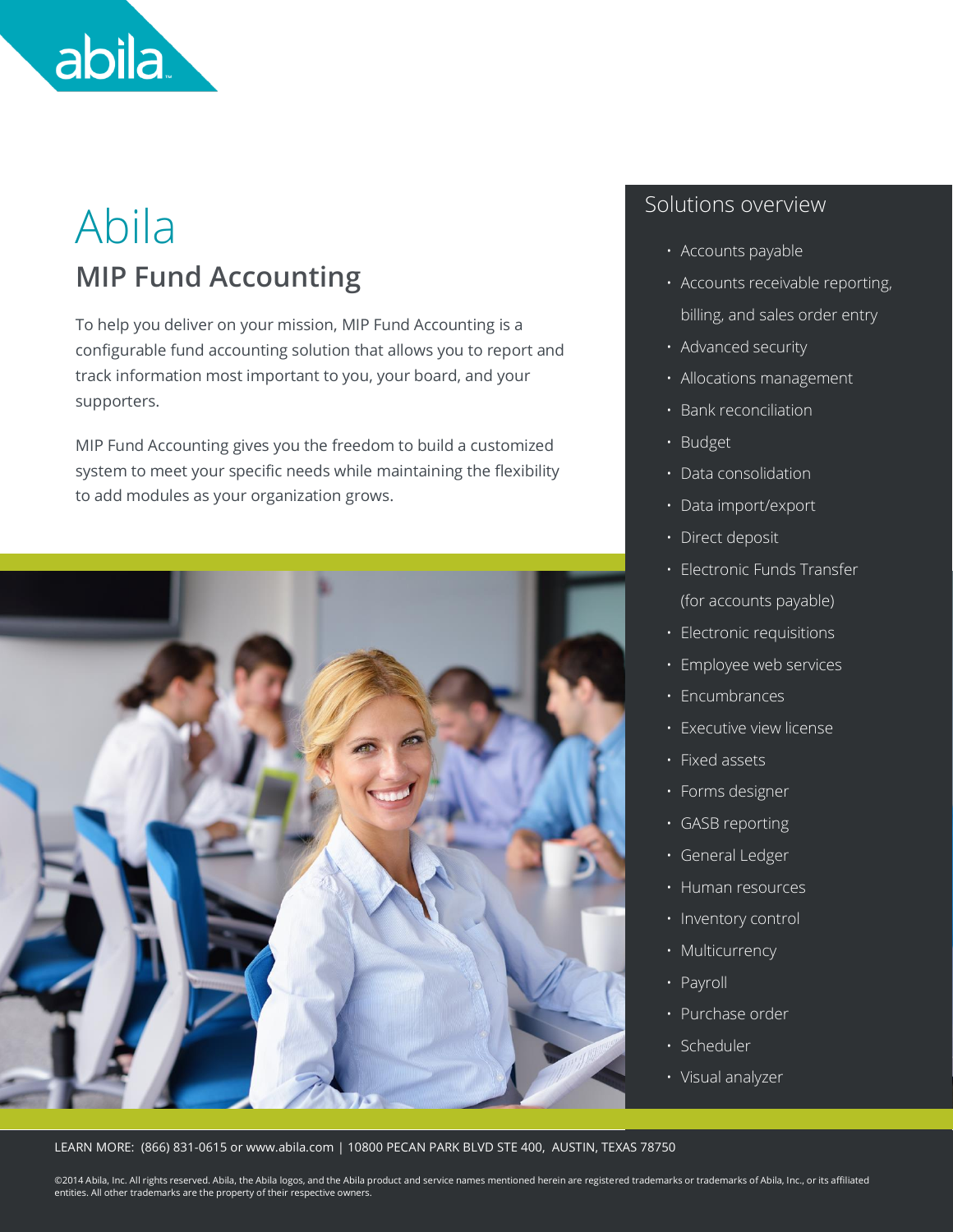# Abila

## MIP Fund Accounting

To help you deliver on your mission, MIP Fund Accounting is a configurable fund accounting solution that allows you to report and track information most important to you, your board, and your supporters.

MIP Fund Accounting gives you the freedom to build a customized system to meet your specific needs while maintaining the flexibility to add modules as your organization grows.

### Solutions overview

- Accounts payable
- Accounts receivable reporting, billing, and sales order entry
- Advanced security
- Allocations management
- Bank reconciliation
- Budget
- Data consolidation
- Data import/export
- Direct deposit
- Electronic Funds Transfer (for accounts payable)
- Electronic requisitions
- Employee web services
- Encumbrances
- Executive view license
- Fixed assets
- Forms designer
- GASB reporting
- General Ledger
- Human resources
- Inventory control
- Multicurrency
- Payroll
- Purchase order
- Scheduler
- Visual analyzer

LEARN MORE: (866) 831-0615 or www.abila.com | 10800 PECAN PARK BLVD STE 400, AUSTIN, TEXAS 78750

©2014 Abila, Inc. All rights reserved. Abila, the Abila logos, and the Abila product and service names mentioned herein are registered trademarks or trademarks of Abila, Inc., or its affiliated entities. All other trademarks are the property of their respective owners.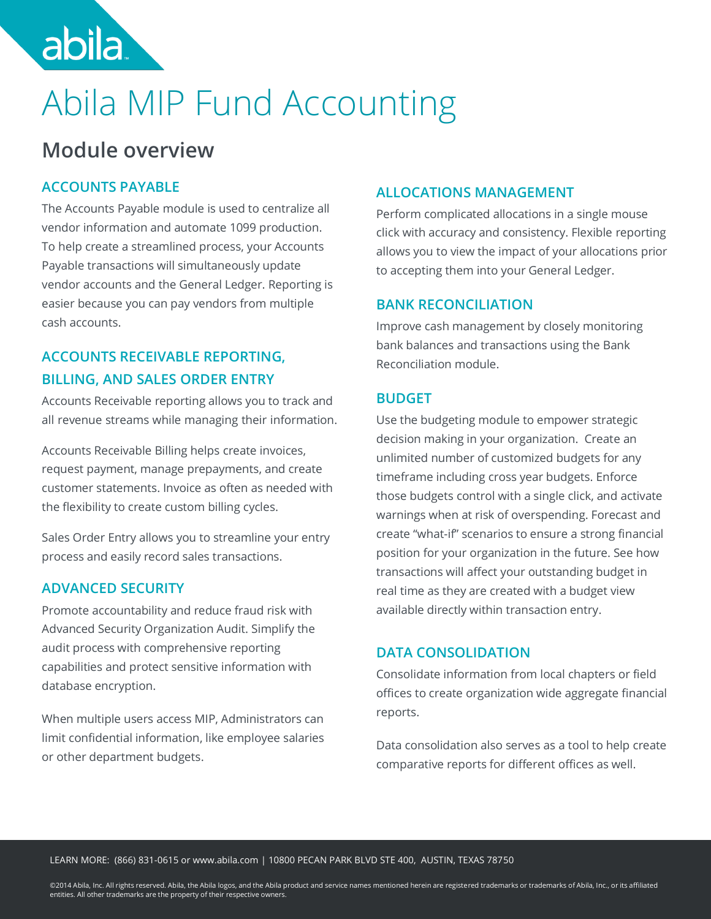# Abila MIP Fund Accounting

## Module overview

### ACCOUNTS PAYABLE

The Accounts Payable module is used to centralize all vendor information and automate 1099 production. To help create a streamlined process, your Accounts Payable transactions will simultaneously update vendor accounts and the General Ledger. Reporting is easier because you can pay vendors from multiple cash accounts.

### ACCOUNTS RECEIVABLE REPORTING, BILLING, AND SALES ORDER ENTRY

Accounts Receivable reporting allows you to track and all revenue streams while managing their information.

Accounts Receivable Billing helps create invoices, request payment, manage prepayments, and create customer statements. Invoice as often as needed with the flexibility to create custom billing cycles.

Sales Order Entry allows you to streamline your entry process and easily record sales transactions.

### ADVANCED SECURITY

Promote accountability and reduce fraud risk with Advanced Security Organization Audit. Simplify the audit process with comprehensive reporting capabilities and protect sensitive information with database encryption.

When multiple users access MIP, Administrators can limit confidential information, like employee salaries or other department budgets.

### ALLOCATIONS MANAGEMENT

Perform complicated allocations in a single mouse click with accuracy and consistency. Flexible reporting allows you to view the impact of your allocations prior to accepting them into your General Ledger.

### BANK RECONCILIATION

Improve cash management by closely monitoring bank balances and transactions using the Bank Reconciliation module.

### BUDGET

Use the budgeting module to empower strategic decision making in your organization. Create an unlimited number of customized budgets for any timeframe including cross year budgets. Enforce those budgets control with a single click, and activate warnings when at risk of overspending. Forecast and create "what-if" scenarios to ensure a strong financial position for your organization in the future. See how transactions will affect your outstanding budget in real time as they are created with a budget view available directly within transaction entry.

### DATA CONSOLIDATION

Consolidate information from local chapters or field offices to create organization wide aggregate financial reports.

Data consolidation also serves as a tool to help create comparative reports for different offices as well.

LEARN MORE: (866) 831-0615 or www.abila.com | 10800 PECAN PARK BLVD STE 400, AUSTIN, TEXAS 78750

©2014 Abila, Inc. All rights reserved. Abila, the Abila logos, and the Abila product and service names mentioned herein are registered trademarks or trademarks of Abila, Inc., or its affiliated entities. All other trademarks are the property of their respective owners.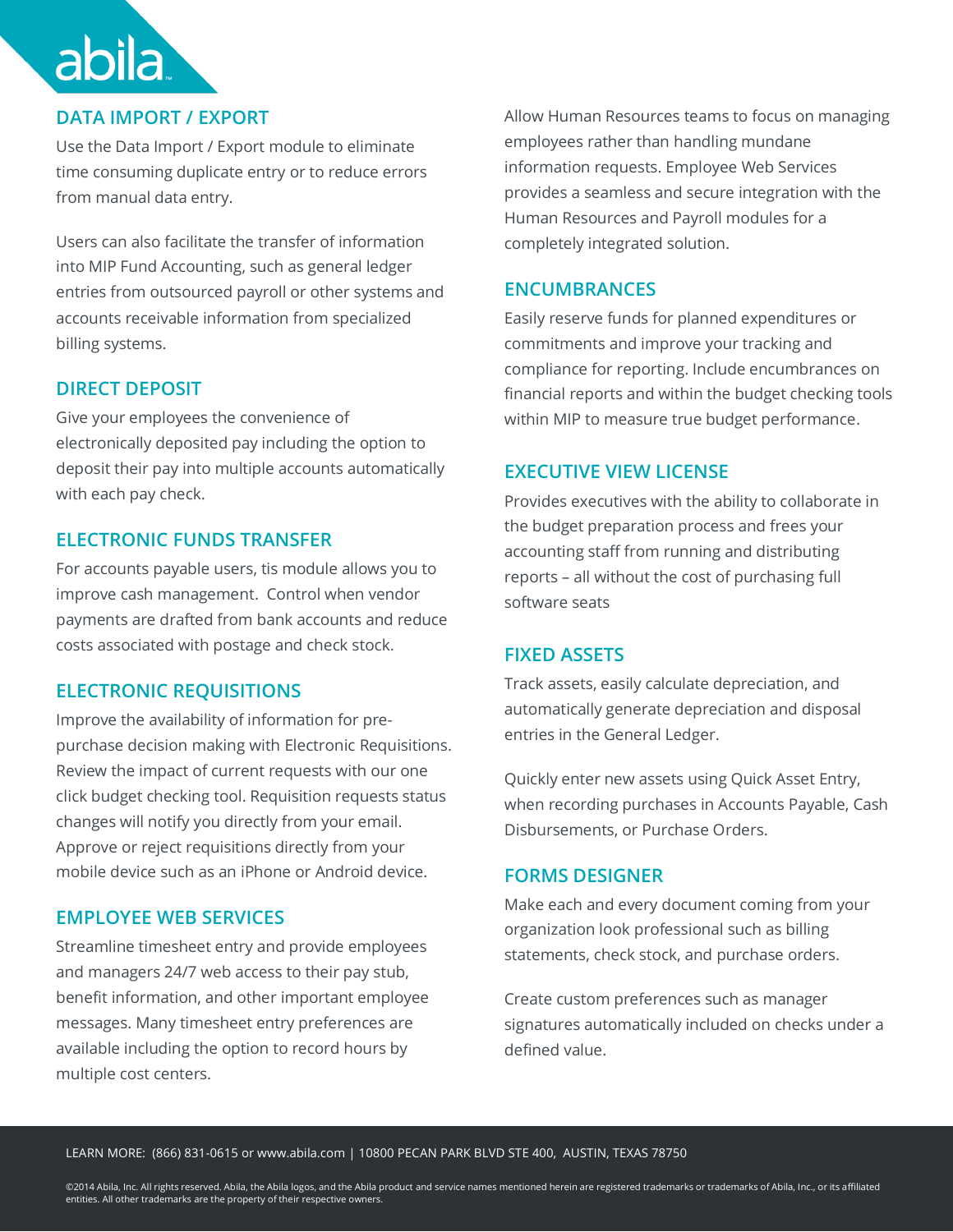## DATA IMPORT / EXPORT

Use the Data Import / Export module to eliminate time consuming duplicate entry or to reduce errors from manual data entry.

Users can also facilitate the transfer of information into MIP Fund Accounting, such as general ledger entries from outsourced payroll or other systems and accounts receivable information from specialized billing systems.

## DIRECT DEPOSIT

Give your employees the convenience of electronically deposited pay including the option to deposit their pay into multiple accounts automatically with each pay check.

## ELECTRONIC FUNDS TRANSFER

For accounts payable users, tis module allows you to improve cash management. Control when vendor payments are drafted from bank accounts and reduce costs associated with postage and check stock.

## ELECTRONIC REQUISITIONS

Improve the availability of information for pre-purchase decision making with Electronic Requisitions. Review the impact of current requests with our one click budget checking tool. Requisition requests status changes will notify you directly from your email. Approve or reject requisitions directly from your mobile device such as an iPhone or Android device.

## EMPLOYEE WEB SERVICES

Streamline timesheet entry and provide employees and managers 24/7 web access to their pay stub, benefit information, and other important employee messages. Many timesheet entry preferences are available including the option to record hours by multiple cost centers.

Allow Human Resources teams to focus on managing employees rather than handling mundane information requests. Employee Web Services provides a seamless and secure integration with the Human Resources and Payroll modules for a completely integrated solution.

## ENCUMBRANCES

Easily reserve funds for planned expenditures or commitments and improve your tracking and compliance for reporting. Include encumbrances on financial reports and within the budget checking tools within MIP to measure true budget performance.

## EXECUTIVE VIEW LICENSE

Provides executives with the ability to collaborate in the budget preparation process and frees your accounting staff from running and distributing reports – all without the cost of purchasing full software seats

## FIXED ASSETS

Track assets, easily calculate depreciation, and automatically generate depreciation and disposal entries in the General Ledger.

Quickly enter new assets using Quick Asset Entry, when recording purchases in Accounts Payable, Cash Disbursements, or Purchase Orders.

## FORMS DESIGNER

Make each and every document coming from your organization look professional such as billing statements, check stock, and purchase orders.

Create custom preferences such as manager signatures automatically included on checks under a defined value.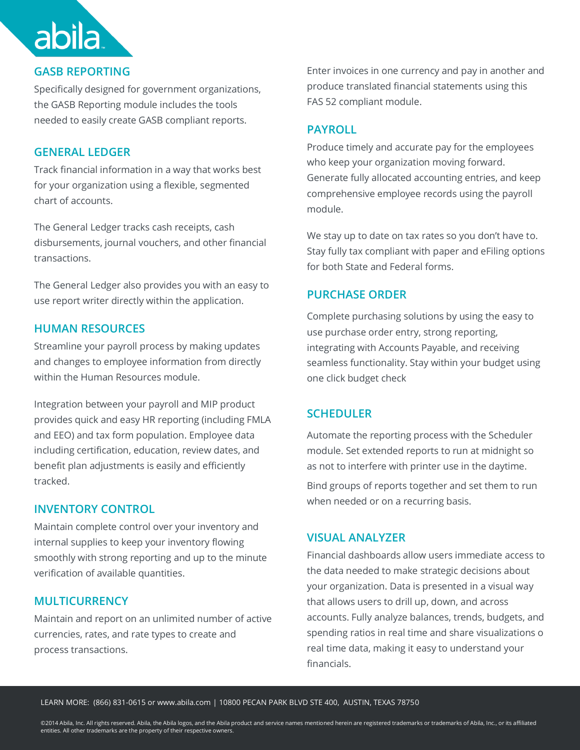## GASB REPORTING

Specifically designed for government organizations, the GASB Reporting module includes the tools needed to easily create GASB compliant reports.

## GENERAL LEDGER

Track financial information in a way that works best for your organization using a flexible, segmented chart of accounts.

The General Ledger tracks cash receipts, cash disbursements, journal vouchers, and other financial transactions.

The General Ledger also provides you with an easy to use report writer directly within the application.

## HUMAN RESOURCES

Streamline your payroll process by making updates and changes to employee information from directly within the Human Resources module.

Integration between your payroll and MIP product provides quick and easy HR reporting (including FMLA and EEO) and tax form population. Employee data including certification, education, review dates, and benefit plan adjustments is easily and efficiently tracked.

## INVENTORY CONTROL

Maintain complete control over your inventory and internal supplies to keep your inventory flowing smoothly with strong reporting and up to the minute verification of available quantities.

## MULTICURRENCY

Maintain and report on an unlimited number of active currencies, rates, and rate types to create and process transactions.

Enter invoices in one currency and pay in another and produce translated financial statements using this FAS 52 compliant module.

## PAYROLL

Produce timely and accurate pay for the employees who keep your organization moving forward. Generate fully allocated accounting entries, and keep comprehensive employee records using the payroll module.

We stay up to date on tax rates so you don't have to. Stay fully tax compliant with paper and eFiling options for both State and Federal forms.

## PURCHASE ORDER

Complete purchasing solutions by using the easy to use purchase order entry, strong reporting, integrating with Accounts Payable, and receiving seamless functionality. Stay within your budget using one click budget check

## SCHEDULER

Automate the reporting process with the Scheduler module. Set extended reports to run at midnight so as not to interfere with printer use in the daytime.

Bind groups of reports together and set them to run when needed or on a recurring basis.

## VISUAL ANALYZER

Financial dashboards allow users immediate access to the data needed to make strategic decisions about your organization. Data is presented in a visual way that allows users to drill up, down, and across accounts. Fully analyze balances, trends, budgets, and spending ratios in real time and share visualizations o real time data, making it easy to understand your financials.

LEARN MORE: (866) 831-0615 or www.abila.com | 10800 PECAN PARK BLVD STE 400, AUSTIN, TEXAS 78750

©2014 Abila, Inc. All rights reserved. Abila, the Abila logos, and the Abila product and service names mentioned herein are registered trademarks or trademarks of Abila, Inc., or its affiliated entities. All other trademarks are the property of their respective owners.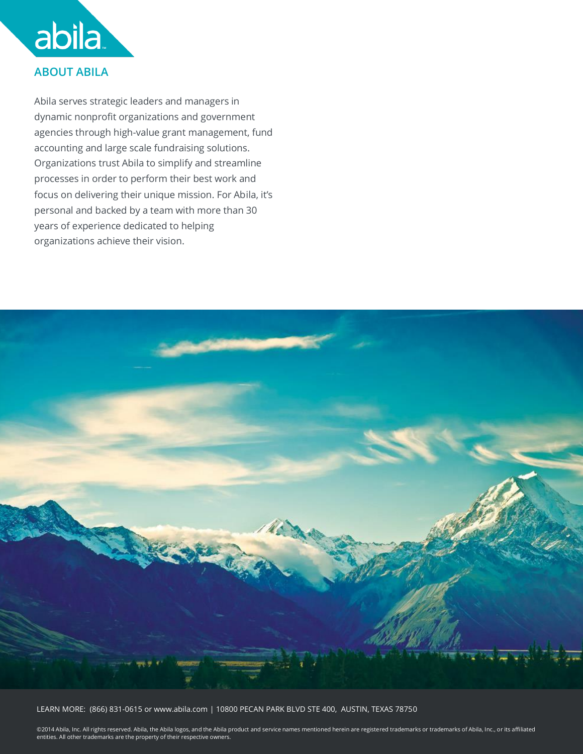## ABOUT ABILA

Abila serves strategic leaders and managers in dynamic nonprofit organizations and government agencies through high-value grant management, fund accounting and large scale fundraising solutions. Organizations trust Abila to simplify and streamline processes in order to perform their best work and focus on delivering their unique mission. For Abila, it's personal and backed by a team with more than 30 years of experience dedicated to helping organizations achieve their vision.

LEARN MORE: (866) 831-0615 or www.abila.com | 10800 PECAN PARK BLVD STE 400, AUSTIN, TEXAS 78750

©2014 Abila, Inc. All rights reserved. Abila, the Abila logos, and the Abila product and service names mentioned herein are registered trademarks or trademarks of Abila, Inc., or its affiliated entities. All other trademarks are the property of their respective owners.